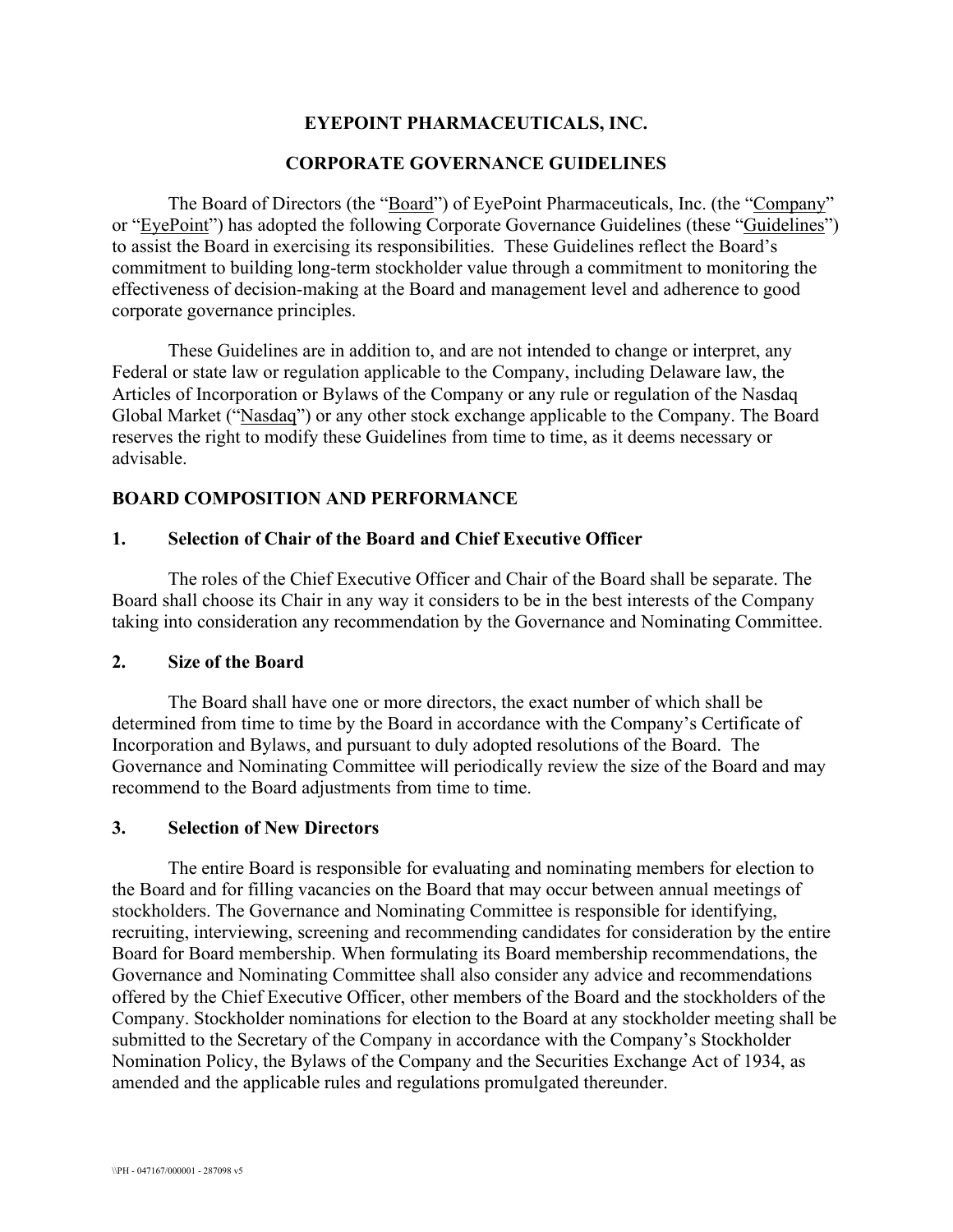# EYEPOINT PHARMACEUTICALS, INC.

## CORPORATE GOVERNANCE GUIDELINES

The Board of Directors (the "Board") of EyePoint Pharmaceuticals, Inc. (the "Company" or "EyePoint") has adopted the following Corporate Governance Guidelines (these "Guidelines") to assist the Board in exercising its responsibilities. These Guidelines reflect the Board's commitment to building long-term stockholder value through a commitment to monitoring the effectiveness of decision-making at the Board and management level and adherence to good corporate governance principles.

These Guidelines are in addition to, and are not intended to change or interpret, any Federal or state law or regulation applicable to the Company, including Delaware law, the Articles of Incorporation or Bylaws of the Company or any rule or regulation of the Nasdaq Global Market ("Nasdaq") or any other stock exchange applicable to the Company. The Board reserves the right to modify these Guidelines from time to time, as it deems necessary or advisable.

## BOARD COMPOSITION AND PERFORMANCE

### 1. Selection of Chair of the Board and Chief Executive Officer

The roles of the Chief Executive Officer and Chair of the Board shall be separate. The Board shall choose its Chair in any way it considers to be in the best interests of the Company taking into consideration any recommendation by the Governance and Nominating Committee.

### 2. Size of the Board

The Board shall have one or more directors, the exact number of which shall be determined from time to time by the Board in accordance with the Company's Certificate of Incorporation and Bylaws, and pursuant to duly adopted resolutions of the Board. The Governance and Nominating Committee will periodically review the size of the Board and may recommend to the Board adjustments from time to time.

### 3. Selection of New Directors

The entire Board is responsible for evaluating and nominating members for election to the Board and for filling vacancies on the Board that may occur between annual meetings of stockholders. The Governance and Nominating Committee is responsible for identifying, recruiting, interviewing, screening and recommending candidates for consideration by the entire Board for Board membership. When formulating its Board membership recommendations, the Governance and Nominating Committee shall also consider any advice and recommendations offered by the Chief Executive Officer, other members of the Board and the stockholders of the Company. Stockholder nominations for election to the Board at any stockholder meeting shall be submitted to the Secretary of the Company in accordance with the Company's Stockholder Nomination Policy, the Bylaws of the Company and the Securities Exchange Act of 1934, as amended and the applicable rules and regulations promulgated thereunder.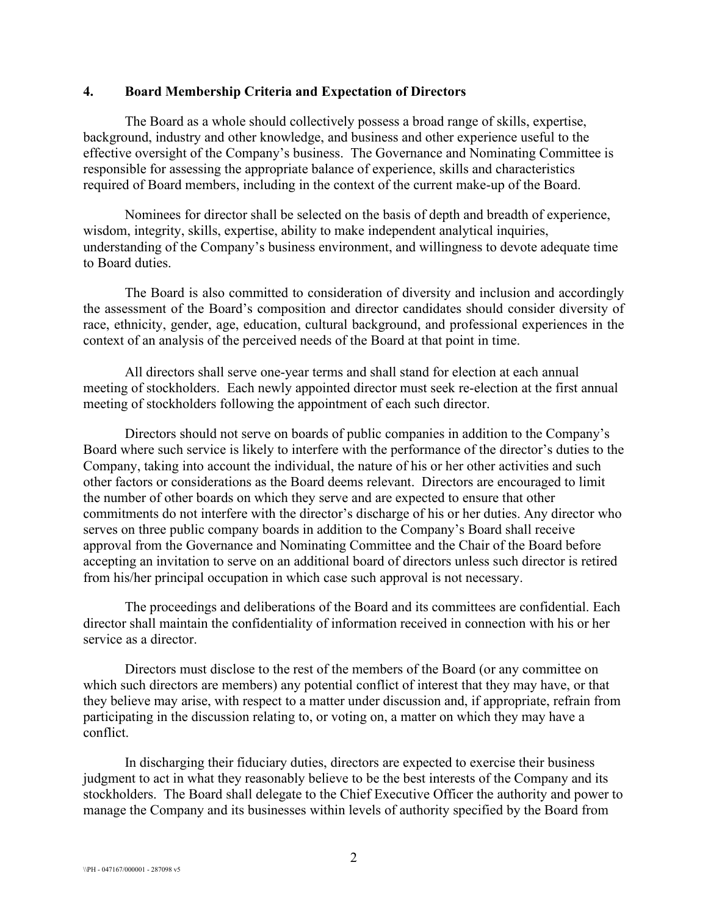## 4. Board Membership Criteria and Expectation of Directors

The Board as a whole should collectively possess a broad range of skills, expertise, background, industry and other knowledge, and business and other experience useful to the effective oversight of the Company's business. The Governance and Nominating Committee is responsible for assessing the appropriate balance of experience, skills and characteristics required of Board members, including in the context of the current make-up of the Board.

Nominees for director shall be selected on the basis of depth and breadth of experience, wisdom, integrity, skills, expertise, ability to make independent analytical inquiries, understanding of the Company's business environment, and willingness to devote adequate time to Board duties.

The Board is also committed to consideration of diversity and inclusion and accordingly the assessment of the Board's composition and director candidates should consider diversity of race, ethnicity, gender, age, education, cultural background, and professional experiences in the context of an analysis of the perceived needs of the Board at that point in time.

All directors shall serve one-year terms and shall stand for election at each annual meeting of stockholders. Each newly appointed director must seek re-election at the first annual meeting of stockholders following the appointment of each such director.

Directors should not serve on boards of public companies in addition to the Company's Board where such service is likely to interfere with the performance of the director's duties to the Company, taking into account the individual, the nature of his or her other activities and such other factors or considerations as the Board deems relevant. Directors are encouraged to limit the number of other boards on which they serve and are expected to ensure that other commitments do not interfere with the director's discharge of his or her duties. Any director who serves on three public company boards in addition to the Company's Board shall receive approval from the Governance and Nominating Committee and the Chair of the Board before accepting an invitation to serve on an additional board of directors unless such director is retired from his/her principal occupation in which case such approval is not necessary.

The proceedings and deliberations of the Board and its committees are confidential. Each director shall maintain the confidentiality of information received in connection with his or her service as a director.

Directors must disclose to the rest of the members of the Board (or any committee on which such directors are members) any potential conflict of interest that they may have, or that they believe may arise, with respect to a matter under discussion and, if appropriate, refrain from participating in the discussion relating to, or voting on, a matter on which they may have a conflict.

In discharging their fiduciary duties, directors are expected to exercise their business judgment to act in what they reasonably believe to be the best interests of the Company and its stockholders. The Board shall delegate to the Chief Executive Officer the authority and power to manage the Company and its businesses within levels of authority specified by the Board from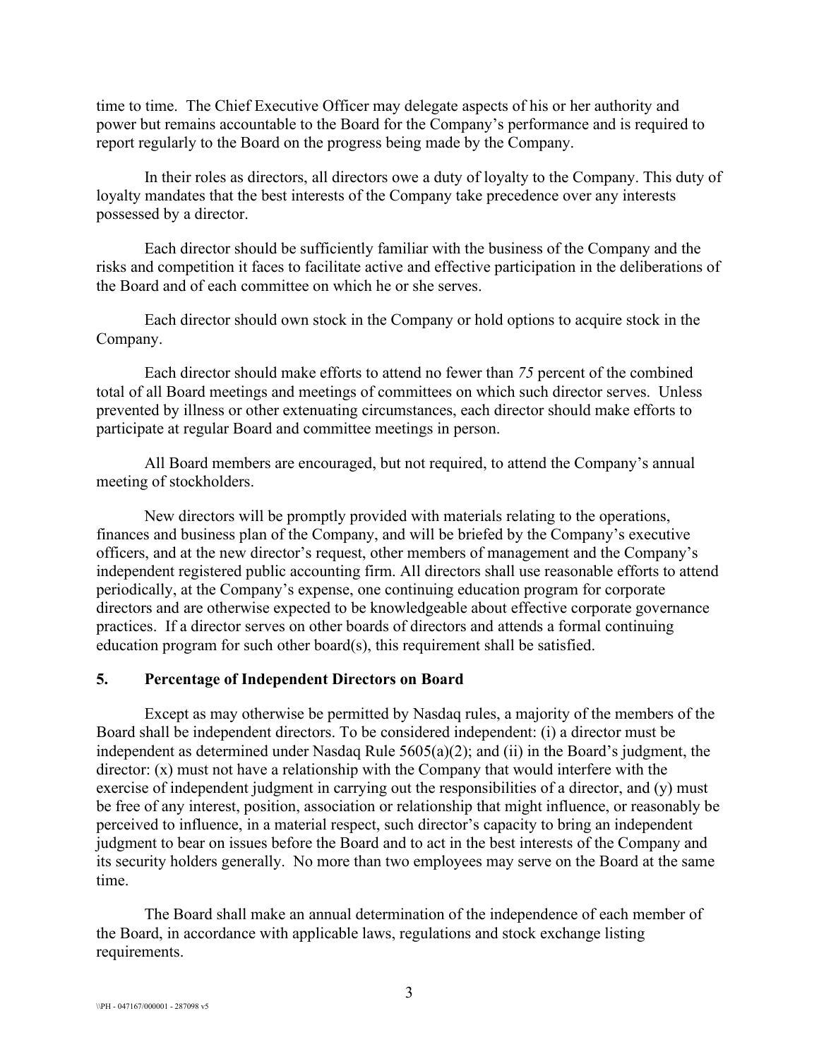time to time. The Chief Executive Officer may delegate aspects of his or her authority and power but remains accountable to the Board for the Company's performance and is required to report regularly to the Board on the progress being made by the Company.

In their roles as directors, all directors owe a duty of loyalty to the Company. This duty of loyalty mandates that the best interests of the Company take precedence over any interests possessed by a director.

Each director should be sufficiently familiar with the business of the Company and the risks and competition it faces to facilitate active and effective participation in the deliberations of the Board and of each committee on which he or she serves.

Each director should own stock in the Company or hold options to acquire stock in the Company.

Each director should make efforts to attend no fewer than *75* percent of the combined total of all Board meetings and meetings of committees on which such director serves. Unless prevented by illness or other extenuating circumstances, each director should make efforts to participate at regular Board and committee meetings in person.

All Board members are encouraged, but not required, to attend the Company's annual meeting of stockholders.

New directors will be promptly provided with materials relating to the operations, finances and business plan of the Company, and will be briefed by the Company's executive officers, and at the new director's request, other members of management and the Company's independent registered public accounting firm. All directors shall use reasonable efforts to attend periodically, at the Company's expense, one continuing education program for corporate directors and are otherwise expected to be knowledgeable about effective corporate governance practices. If a director serves on other boards of directors and attends a formal continuing education program for such other board(s), this requirement shall be satisfied.

## 5. Percentage of Independent Directors on Board

Except as may otherwise be permitted by Nasdaq rules, a majority of the members of the Board shall be independent directors. To be considered independent: (i) a director must be independent as determined under Nasdaq Rule 5605(a)(2); and (ii) in the Board's judgment, the director: (x) must not have a relationship with the Company that would interfere with the exercise of independent judgment in carrying out the responsibilities of a director, and (y) must be free of any interest, position, association or relationship that might influence, or reasonably be perceived to influence, in a material respect, such director's capacity to bring an independent judgment to bear on issues before the Board and to act in the best interests of the Company and its security holders generally. No more than two employees may serve on the Board at the same time.

The Board shall make an annual determination of the independence of each member of the Board, in accordance with applicable laws, regulations and stock exchange listing requirements.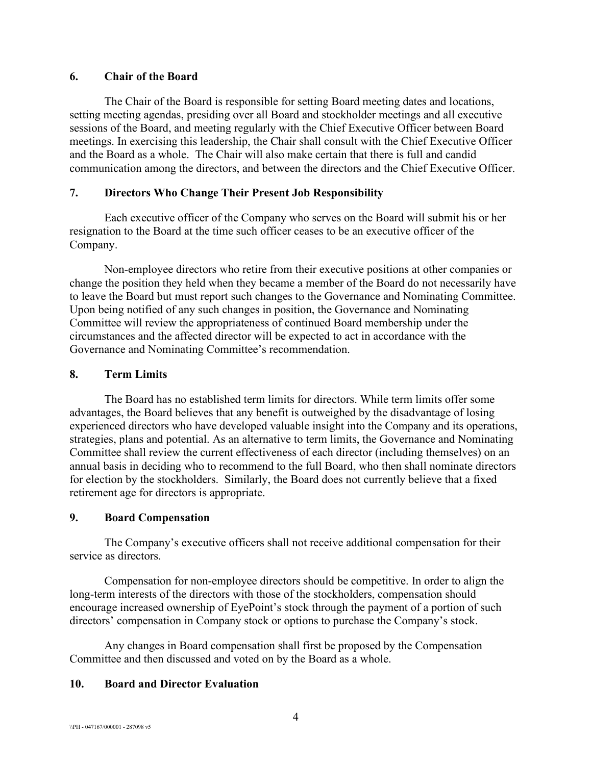## 6. Chair of the Board

The Chair of the Board is responsible for setting Board meeting dates and locations, setting meeting agendas, presiding over all Board and stockholder meetings and all executive sessions of the Board, and meeting regularly with the Chief Executive Officer between Board meetings. In exercising this leadership, the Chair shall consult with the Chief Executive Officer and the Board as a whole. The Chair will also make certain that there is full and candid communication among the directors, and between the directors and the Chief Executive Officer.

## 7. Directors Who Change Their Present Job Responsibility

Each executive officer of the Company who serves on the Board will submit his or her resignation to the Board at the time such officer ceases to be an executive officer of the Company.

Non-employee directors who retire from their executive positions at other companies or change the position they held when they became a member of the Board do not necessarily have to leave the Board but must report such changes to the Governance and Nominating Committee. Upon being notified of any such changes in position, the Governance and Nominating Committee will review the appropriateness of continued Board membership under the circumstances and the affected director will be expected to act in accordance with the Governance and Nominating Committee's recommendation.

## 8. Term Limits

The Board has no established term limits for directors. While term limits offer some advantages, the Board believes that any benefit is outweighed by the disadvantage of losing experienced directors who have developed valuable insight into the Company and its operations, strategies, plans and potential. As an alternative to term limits, the Governance and Nominating Committee shall review the current effectiveness of each director (including themselves) on an annual basis in deciding who to recommend to the full Board, who then shall nominate directors for election by the stockholders. Similarly, the Board does not currently believe that a fixed retirement age for directors is appropriate.

## 9. Board Compensation

The Company's executive officers shall not receive additional compensation for their service as directors.

Compensation for non-employee directors should be competitive. In order to align the long-term interests of the directors with those of the stockholders, compensation should encourage increased ownership of EyePoint's stock through the payment of a portion of such directors' compensation in Company stock or options to purchase the Company's stock.

Any changes in Board compensation shall first be proposed by the Compensation Committee and then discussed and voted on by the Board as a whole.

## 10. Board and Director Evaluation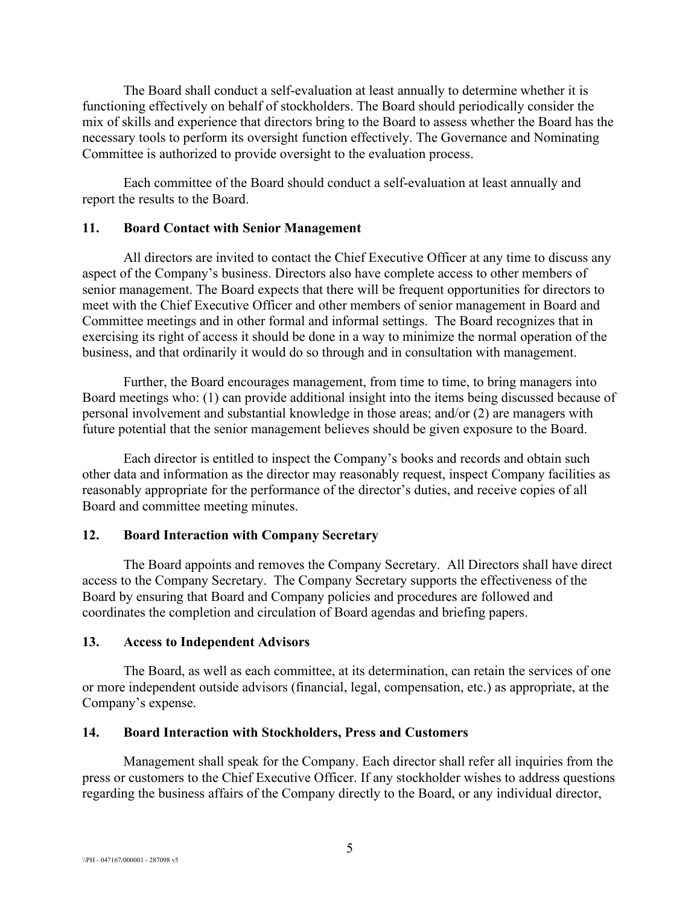The Board shall conduct a self-evaluation at least annually to determine whether it is functioning effectively on behalf of stockholders. The Board should periodically consider the mix of skills and experience that directors bring to the Board to assess whether the Board has the necessary tools to perform its oversight function effectively. The Governance and Nominating Committee is authorized to provide oversight to the evaluation process.

Each committee of the Board should conduct a self-evaluation at least annually and report the results to the Board.

## 11. Board Contact with Senior Management

All directors are invited to contact the Chief Executive Officer at any time to discuss any aspect of the Company's business. Directors also have complete access to other members of senior management. The Board expects that there will be frequent opportunities for directors to meet with the Chief Executive Officer and other members of senior management in Board and Committee meetings and in other formal and informal settings. The Board recognizes that in exercising its right of access it should be done in a way to minimize the normal operation of the business, and that ordinarily it would do so through and in consultation with management.

Further, the Board encourages management, from time to time, to bring managers into Board meetings who: (1) can provide additional insight into the items being discussed because of personal involvement and substantial knowledge in those areas; and/or (2) are managers with future potential that the senior management believes should be given exposure to the Board.

Each director is entitled to inspect the Company's books and records and obtain such other data and information as the director may reasonably request, inspect Company facilities as reasonably appropriate for the performance of the director's duties, and receive copies of all Board and committee meeting minutes.

## 12. Board Interaction with Company Secretary

The Board appoints and removes the Company Secretary. All Directors shall have direct access to the Company Secretary. The Company Secretary supports the effectiveness of the Board by ensuring that Board and Company policies and procedures are followed and coordinates the completion and circulation of Board agendas and briefing papers.

## 13. Access to Independent Advisors

The Board, as well as each committee, at its determination, can retain the services of one or more independent outside advisors (financial, legal, compensation, etc.) as appropriate, at the Company's expense.

## 14. Board Interaction with Stockholders, Press and Customers

Management shall speak for the Company. Each director shall refer all inquiries from the press or customers to the Chief Executive Officer. If any stockholder wishes to address questions regarding the business affairs of the Company directly to the Board, or any individual director,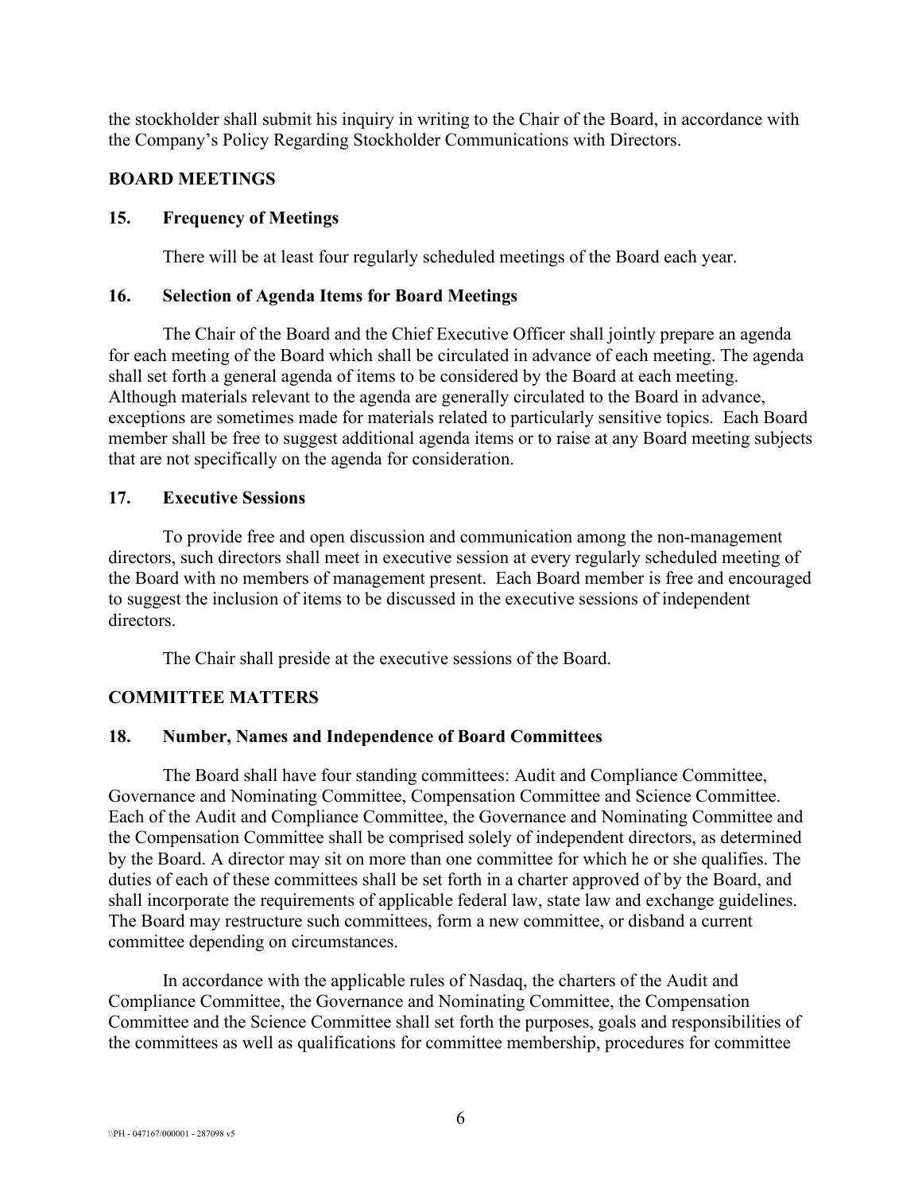the stockholder shall submit his inquiry in writing to the Chair of the Board, in accordance with the Company's Policy Regarding Stockholder Communications with Directors.

## BOARD MEETINGS

### 15. Frequency of Meetings

There will be at least four regularly scheduled meetings of the Board each year.

### 16. Selection of Agenda Items for Board Meetings

The Chair of the Board and the Chief Executive Officer shall jointly prepare an agenda for each meeting of the Board which shall be circulated in advance of each meeting. The agenda shall set forth a general agenda of items to be considered by the Board at each meeting. Although materials relevant to the agenda are generally circulated to the Board in advance, exceptions are sometimes made for materials related to particularly sensitive topics. Each Board member shall be free to suggest additional agenda items or to raise at any Board meeting subjects that are not specifically on the agenda for consideration.

### 17. Executive Sessions

To provide free and open discussion and communication among the non-management directors, such directors shall meet in executive session at every regularly scheduled meeting of the Board with no members of management present. Each Board member is free and encouraged to suggest the inclusion of items to be discussed in the executive sessions of independent directors.

The Chair shall preside at the executive sessions of the Board.

## COMMITTEE MATTERS

### 18. Number, Names and Independence of Board Committees

The Board shall have four standing committees: Audit and Compliance Committee, Governance and Nominating Committee, Compensation Committee and Science Committee. Each of the Audit and Compliance Committee, the Governance and Nominating Committee and the Compensation Committee shall be comprised solely of independent directors, as determined by the Board. A director may sit on more than one committee for which he or she qualifies. The duties of each of these committees shall be set forth in a charter approved of by the Board, and shall incorporate the requirements of applicable federal law, state law and exchange guidelines. The Board may restructure such committees, form a new committee, or disband a current committee depending on circumstances.

In accordance with the applicable rules of Nasdaq, the charters of the Audit and Compliance Committee, the Governance and Nominating Committee, the Compensation Committee and the Science Committee shall set forth the purposes, goals and responsibilities of the committees as well as qualifications for committee membership, procedures for committee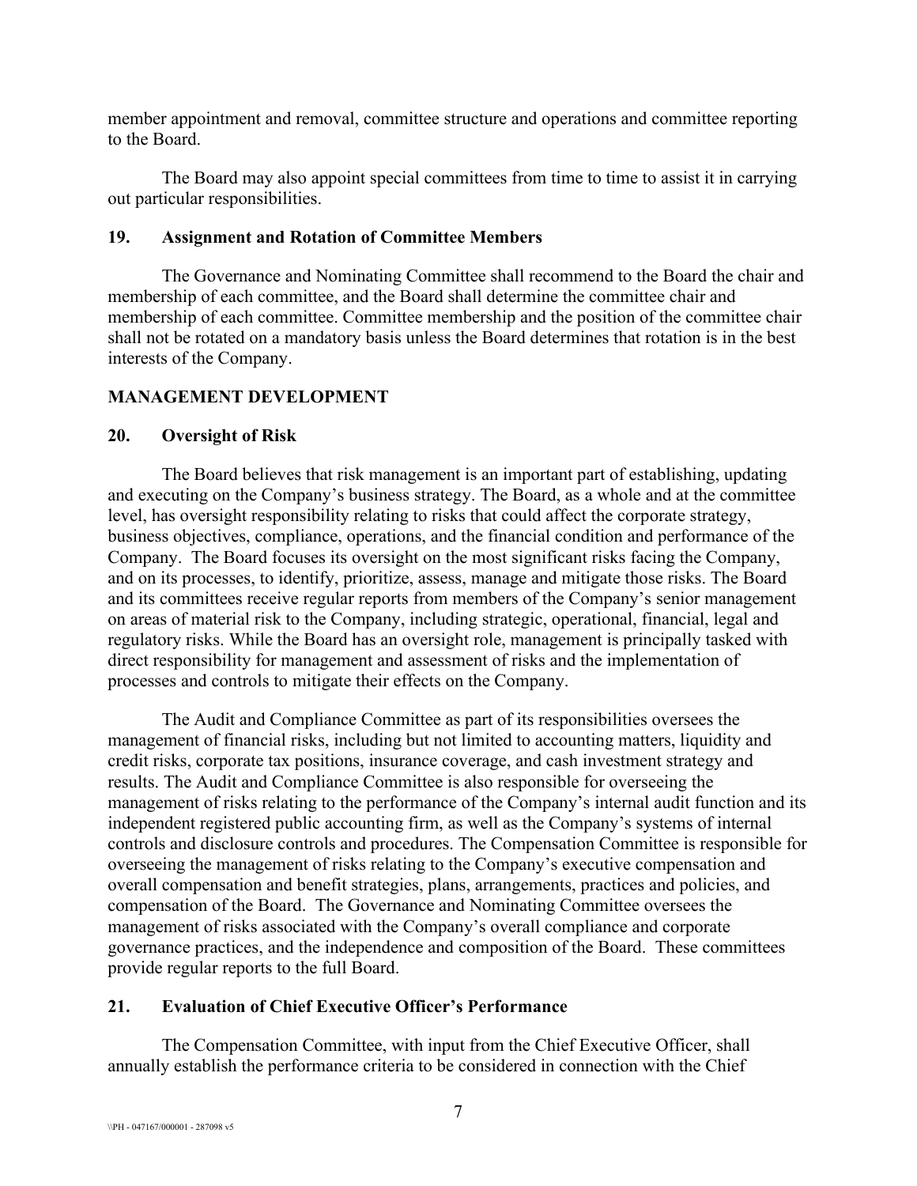member appointment and removal, committee structure and operations and committee reporting to the Board.

The Board may also appoint special committees from time to time to assist it in carrying out particular responsibilities.

### 19. Assignment and Rotation of Committee Members

The Governance and Nominating Committee shall recommend to the Board the chair and membership of each committee, and the Board shall determine the committee chair and membership of each committee. Committee membership and the position of the committee chair shall not be rotated on a mandatory basis unless the Board determines that rotation is in the best interests of the Company.

## MANAGEMENT DEVELOPMENT

### 20. Oversight of Risk

The Board believes that risk management is an important part of establishing, updating and executing on the Company's business strategy. The Board, as a whole and at the committee level, has oversight responsibility relating to risks that could affect the corporate strategy, business objectives, compliance, operations, and the financial condition and performance of the Company. The Board focuses its oversight on the most significant risks facing the Company, and on its processes, to identify, prioritize, assess, manage and mitigate those risks. The Board and its committees receive regular reports from members of the Company's senior management on areas of material risk to the Company, including strategic, operational, financial, legal and regulatory risks. While the Board has an oversight role, management is principally tasked with direct responsibility for management and assessment of risks and the implementation of processes and controls to mitigate their effects on the Company.

The Audit and Compliance Committee as part of its responsibilities oversees the management of financial risks, including but not limited to accounting matters, liquidity and credit risks, corporate tax positions, insurance coverage, and cash investment strategy and results. The Audit and Compliance Committee is also responsible for overseeing the management of risks relating to the performance of the Company's internal audit function and its independent registered public accounting firm, as well as the Company's systems of internal controls and disclosure controls and procedures. The Compensation Committee is responsible for overseeing the management of risks relating to the Company's executive compensation and overall compensation and benefit strategies, plans, arrangements, practices and policies, and compensation of the Board. The Governance and Nominating Committee oversees the management of risks associated with the Company's overall compliance and corporate governance practices, and the independence and composition of the Board. These committees provide regular reports to the full Board.

### 21. Evaluation of Chief Executive Officer's Performance

The Compensation Committee, with input from the Chief Executive Officer, shall annually establish the performance criteria to be considered in connection with the Chief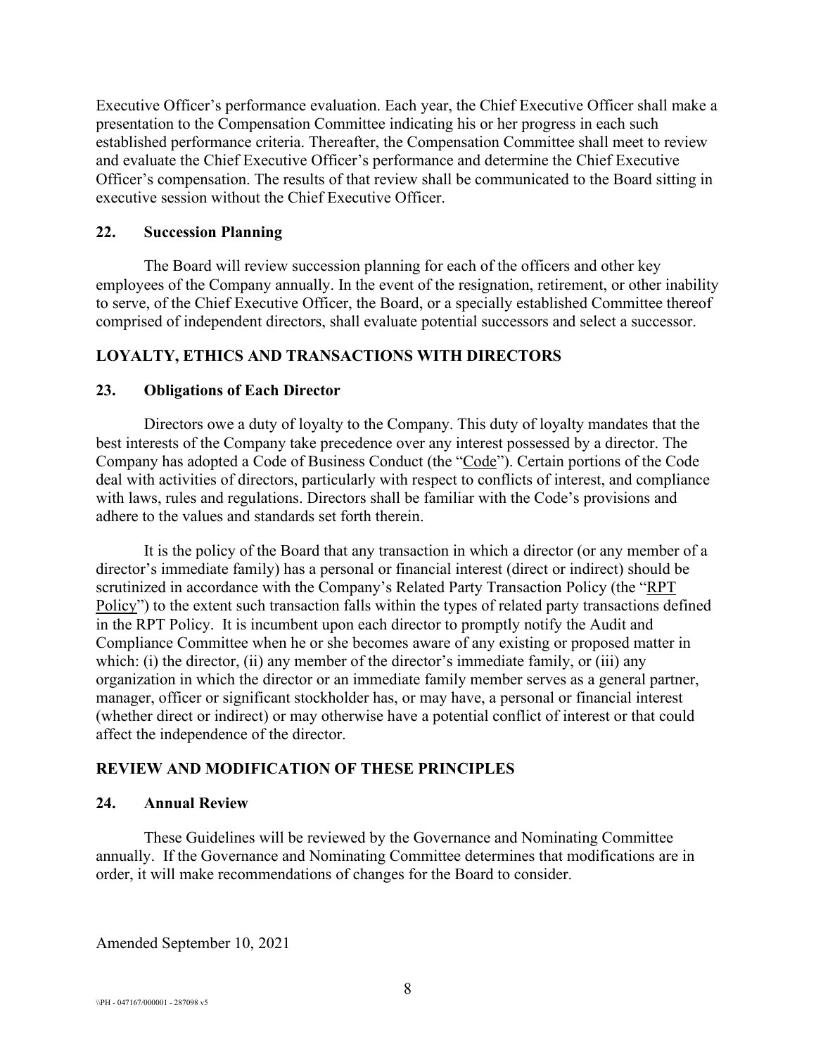Executive Officer's performance evaluation. Each year, the Chief Executive Officer shall make a presentation to the Compensation Committee indicating his or her progress in each such established performance criteria. Thereafter, the Compensation Committee shall meet to review and evaluate the Chief Executive Officer's performance and determine the Chief Executive Officer's compensation. The results of that review shall be communicated to the Board sitting in executive session without the Chief Executive Officer.

### 22. Succession Planning

The Board will review succession planning for each of the officers and other key employees of the Company annually. In the event of the resignation, retirement, or other inability to serve, of the Chief Executive Officer, the Board, or a specially established Committee thereof comprised of independent directors, shall evaluate potential successors and select a successor.

## LOYALTY, ETHICS AND TRANSACTIONS WITH DIRECTORS

### 23. Obligations of Each Director

Directors owe a duty of loyalty to the Company. This duty of loyalty mandates that the best interests of the Company take precedence over any interest possessed by a director. The Company has adopted a Code of Business Conduct (the "Code"). Certain portions of the Code deal with activities of directors, particularly with respect to conflicts of interest, and compliance with laws, rules and regulations. Directors shall be familiar with the Code's provisions and adhere to the values and standards set forth therein.

It is the policy of the Board that any transaction in which a director (or any member of a director's immediate family) has a personal or financial interest (direct or indirect) should be scrutinized in accordance with the Company's Related Party Transaction Policy (the "RPT Policy") to the extent such transaction falls within the types of related party transactions defined in the RPT Policy. It is incumbent upon each director to promptly notify the Audit and Compliance Committee when he or she becomes aware of any existing or proposed matter in which: (i) the director, (ii) any member of the director's immediate family, or (iii) any organization in which the director or an immediate family member serves as a general partner, manager, officer or significant stockholder has, or may have, a personal or financial interest (whether direct or indirect) or may otherwise have a potential conflict of interest or that could affect the independence of the director.

## REVIEW AND MODIFICATION OF THESE PRINCIPLES

### 24. Annual Review

These Guidelines will be reviewed by the Governance and Nominating Committee annually. If the Governance and Nominating Committee determines that modifications are in order, it will make recommendations of changes for the Board to consider.

Amended September 10, 2021

\\PH - 047167/000001 - 287098 v5